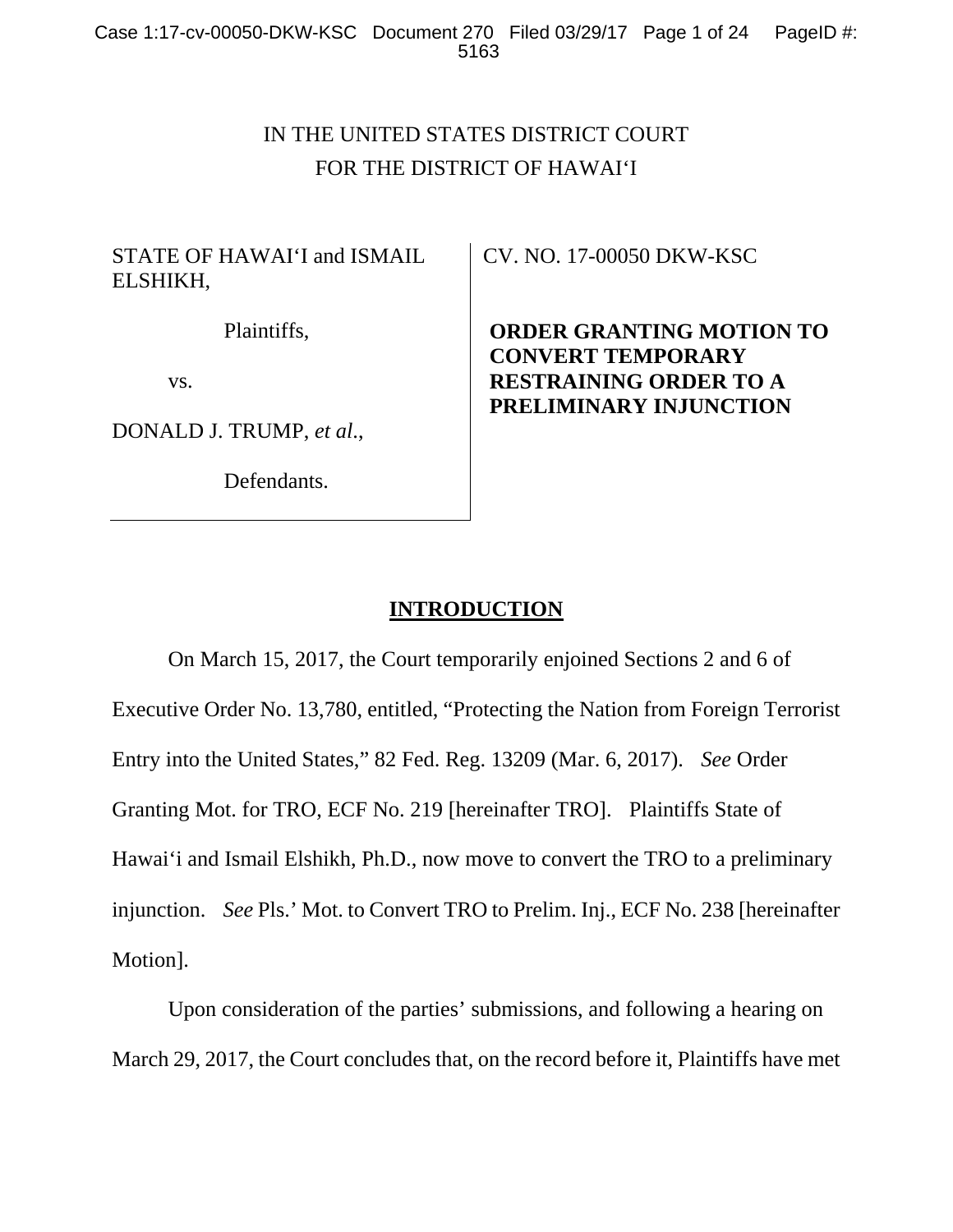IN THE UNITED STATES DISTRICT COURT
FOR THE DISTRICT OF HAWAI‘I

STATE OF HAWAI‘I and ISMAIL ELSHIKH,

Plaintiffs,

vs.

DONALD J. TRUMP, *et al*.,

Defendants.

CV. NO. 17-00050 DKW-KSC

**ORDER GRANTING MOTION TO CONVERT TEMPORARY RESTRAINING ORDER TO A PRELIMINARY INJUNCTION**

## INTRODUCTION

On March 15, 2017, the Court temporarily enjoined Sections 2 and 6 of Executive Order No. 13,780, entitled, “Protecting the Nation from Foreign Terrorist Entry into the United States,” 82 Fed. Reg. 13209 (Mar. 6, 2017). *See* Order Granting Mot. for TRO, ECF No. 219 [hereinafter TRO]. Plaintiffs State of Hawai‘i and Ismail Elshikh, Ph.D., now move to convert the TRO to a preliminary injunction. *See* Pls.’ Mot. to Convert TRO to Prelim. Inj., ECF No. 238 [hereinafter Motion].

Upon consideration of the parties’ submissions, and following a hearing on March 29, 2017, the Court concludes that, on the record before it, Plaintiffs have met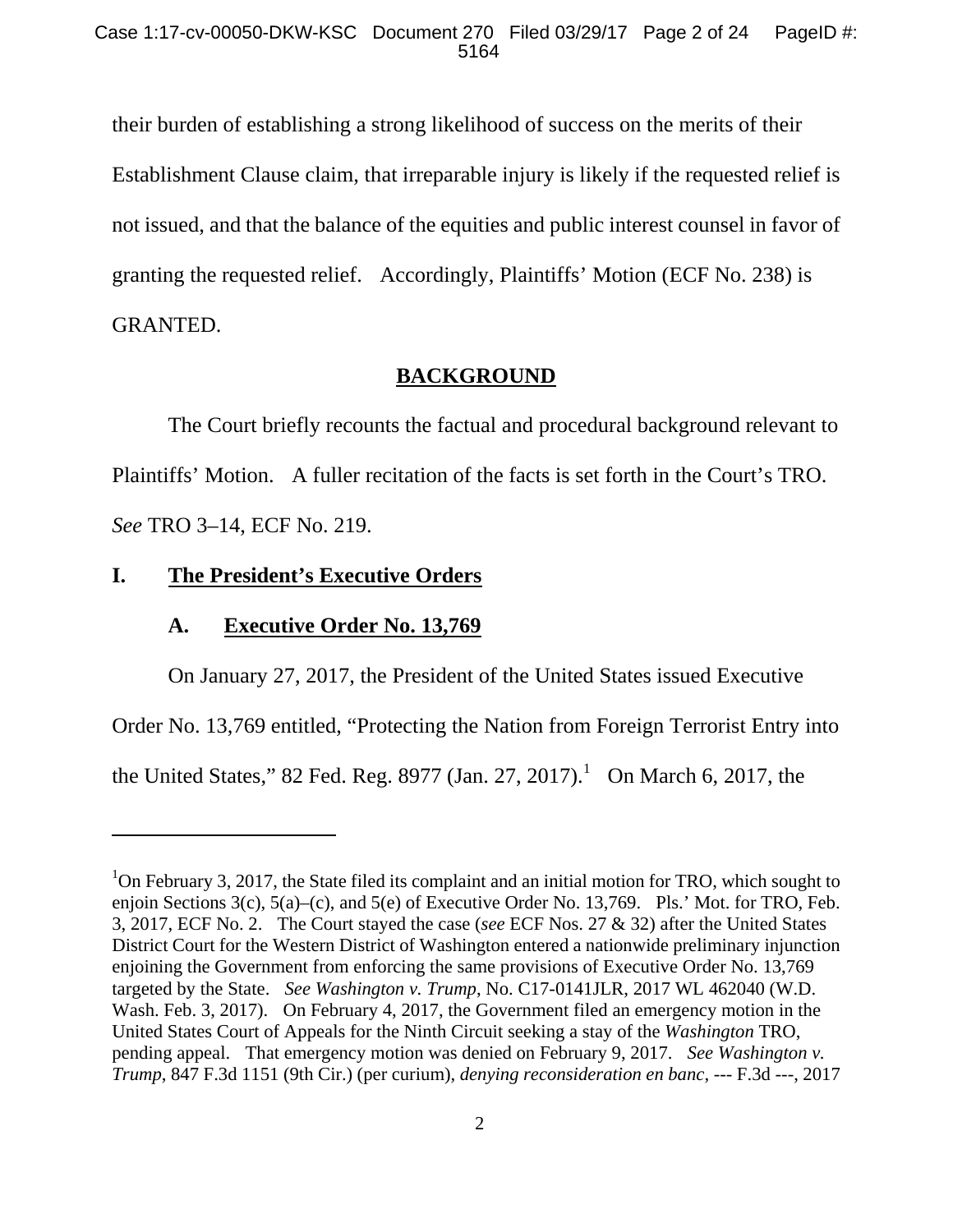their burden of establishing a strong likelihood of success on the merits of their Establishment Clause claim, that irreparable injury is likely if the requested relief is not issued, and that the balance of the equities and public interest counsel in favor of granting the requested relief. Accordingly, Plaintiffs' Motion (ECF No. 238) is GRANTED.

## BACKGROUND

The Court briefly recounts the factual and procedural background relevant to Plaintiffs' Motion. A fuller recitation of the facts is set forth in the Court's TRO. *See* TRO 3–14, ECF No. 219.

## I. The President's Executive Orders

### A. Executive Order No. 13,769

On January 27, 2017, the President of the United States issued Executive Order No. 13,769 entitled, "Protecting the Nation from Foreign Terrorist Entry into the United States," 82 Fed. Reg. 8977 (Jan. 27, 2017).[1] On March 6, 2017, the

---

[1]On February 3, 2017, the State filed its complaint and an initial motion for TRO, which sought to enjoin Sections 3(c), 5(a)–(c), and 5(e) of Executive Order No. 13,769. Pls.' Mot. for TRO, Feb. 3, 2017, ECF No. 2. The Court stayed the case (*see* ECF Nos. 27 & 32) after the United States District Court for the Western District of Washington entered a nationwide preliminary injunction enjoining the Government from enforcing the same provisions of Executive Order No. 13,769 targeted by the State. *See Washington v. Trump*, No. C17-0141JLR, 2017 WL 462040 (W.D. Wash. Feb. 3, 2017). On February 4, 2017, the Government filed an emergency motion in the United States Court of Appeals for the Ninth Circuit seeking a stay of the *Washington* TRO, pending appeal. That emergency motion was denied on February 9, 2017. *See Washington v. Trump*, 847 F.3d 1151 (9th Cir.) (per curium), *denying reconsideration en banc*, --- F.3d ---, 2017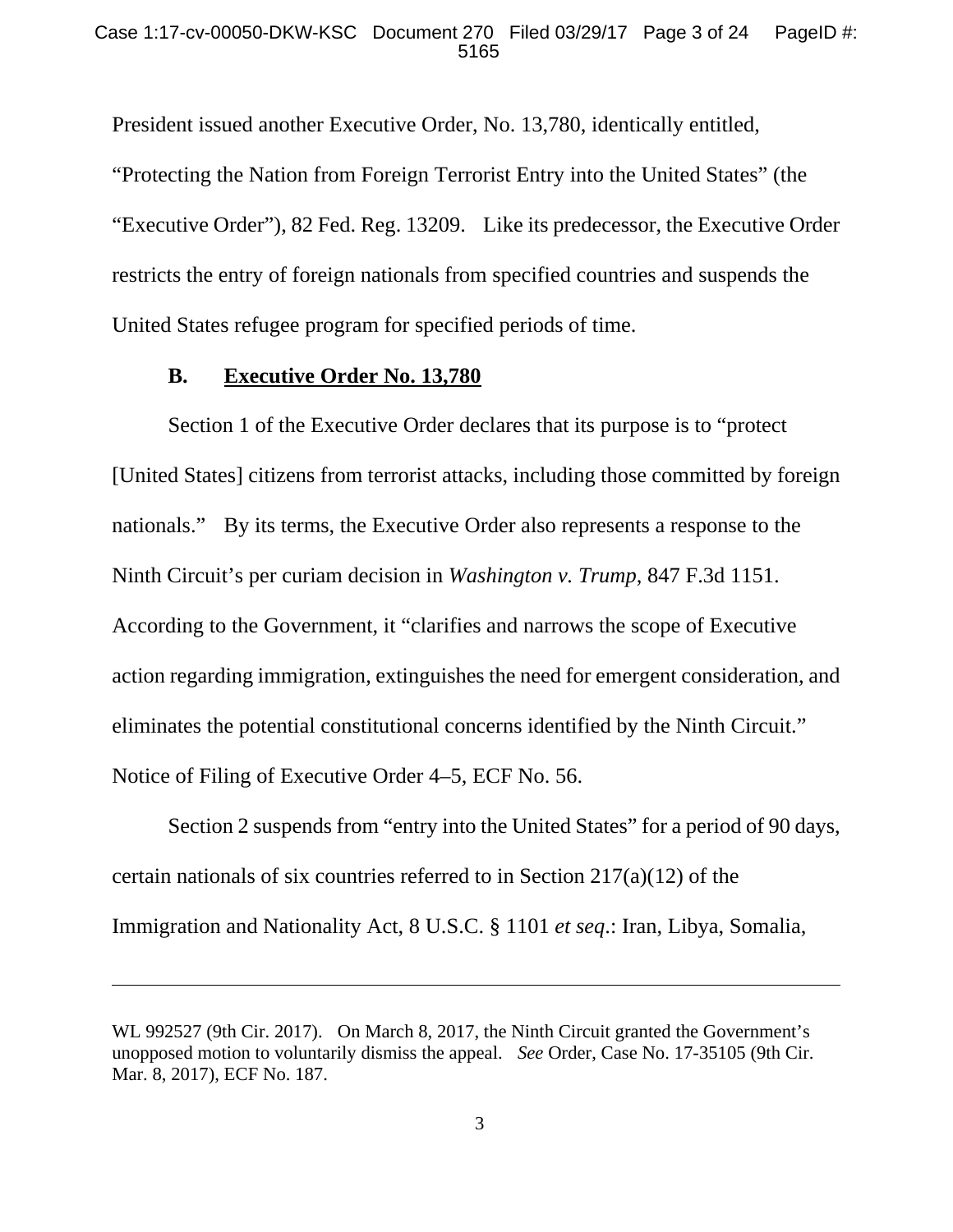President issued another Executive Order, No. 13,780, identically entitled, "Protecting the Nation from Foreign Terrorist Entry into the United States" (the "Executive Order"), 82 Fed. Reg. 13209. Like its predecessor, the Executive Order restricts the entry of foreign nationals from specified countries and suspends the United States refugee program for specified periods of time.

### B. <u>Executive Order No. 13,780</u>

Section 1 of the Executive Order declares that its purpose is to "protect [United States] citizens from terrorist attacks, including those committed by foreign nationals." By its terms, the Executive Order also represents a response to the Ninth Circuit's per curiam decision in *Washington v. Trump*, 847 F.3d 1151. According to the Government, it "clarifies and narrows the scope of Executive action regarding immigration, extinguishes the need for emergent consideration, and eliminates the potential constitutional concerns identified by the Ninth Circuit." Notice of Filing of Executive Order 4–5, ECF No. 56.

Section 2 suspends from "entry into the United States" for a period of 90 days, certain nationals of six countries referred to in Section 217(a)(12) of the Immigration and Nationality Act, 8 U.S.C. § 1101 *et seq*.: Iran, Libya, Somalia,

---

WL 992527 (9th Cir. 2017). On March 8, 2017, the Ninth Circuit granted the Government's unopposed motion to voluntarily dismiss the appeal. *See* Order, Case No. 17-35105 (9th Cir. Mar. 8, 2017), ECF No. 187.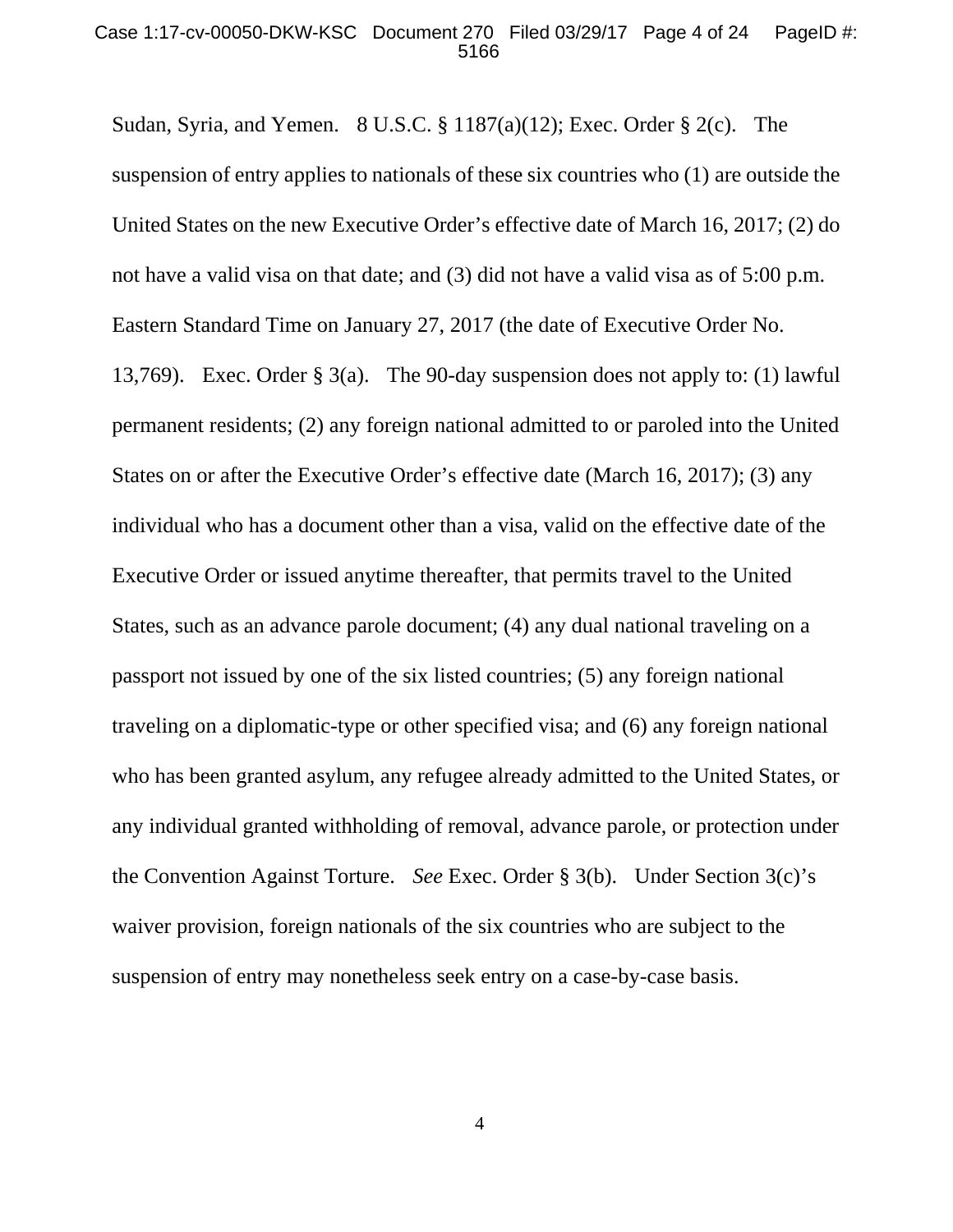Sudan, Syria, and Yemen. 8 U.S.C. § 1187(a)(12); Exec. Order § 2(c). The suspension of entry applies to nationals of these six countries who (1) are outside the United States on the new Executive Order's effective date of March 16, 2017; (2) do not have a valid visa on that date; and (3) did not have a valid visa as of 5:00 p.m. Eastern Standard Time on January 27, 2017 (the date of Executive Order No. 13,769). Exec. Order § 3(a). The 90-day suspension does not apply to: (1) lawful permanent residents; (2) any foreign national admitted to or paroled into the United States on or after the Executive Order's effective date (March 16, 2017); (3) any individual who has a document other than a visa, valid on the effective date of the Executive Order or issued anytime thereafter, that permits travel to the United States, such as an advance parole document; (4) any dual national traveling on a passport not issued by one of the six listed countries; (5) any foreign national traveling on a diplomatic-type or other specified visa; and (6) any foreign national who has been granted asylum, any refugee already admitted to the United States, or any individual granted withholding of removal, advance parole, or protection under the Convention Against Torture. *See* Exec. Order § 3(b). Under Section 3(c)'s waiver provision, foreign nationals of the six countries who are subject to the suspension of entry may nonetheless seek entry on a case-by-case basis.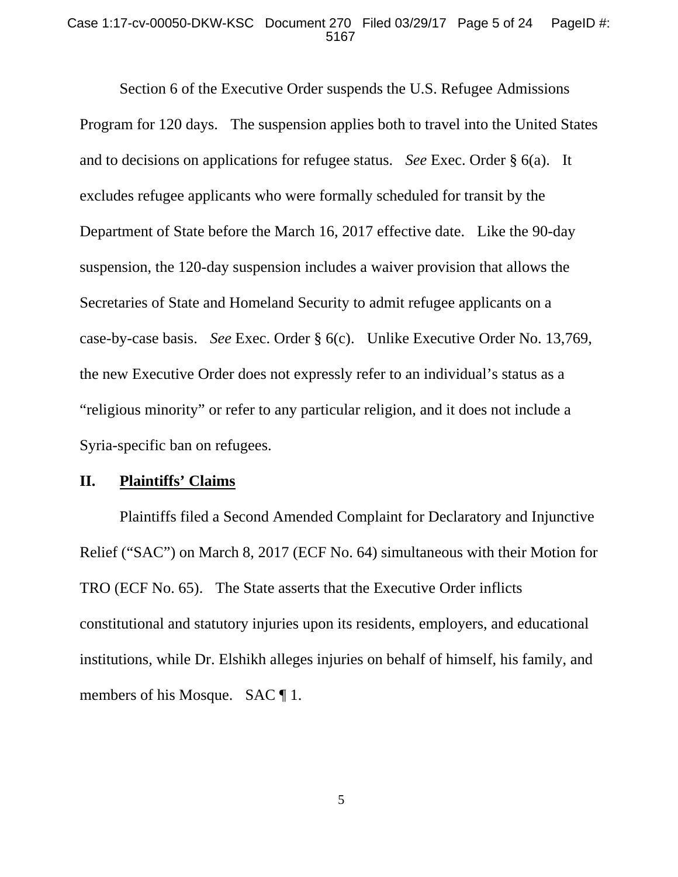Section 6 of the Executive Order suspends the U.S. Refugee Admissions Program for 120 days. The suspension applies both to travel into the United States and to decisions on applications for refugee status. *See* Exec. Order § 6(a). It excludes refugee applicants who were formally scheduled for transit by the Department of State before the March 16, 2017 effective date. Like the 90-day suspension, the 120-day suspension includes a waiver provision that allows the Secretaries of State and Homeland Security to admit refugee applicants on a case-by-case basis. *See* Exec. Order § 6(c). Unlike Executive Order No. 13,769, the new Executive Order does not expressly refer to an individual's status as a "religious minority" or refer to any particular religion, and it does not include a Syria-specific ban on refugees.

## II. <u>**Plaintiffs' Claims**</u>

Plaintiffs filed a Second Amended Complaint for Declaratory and Injunctive Relief ("SAC") on March 8, 2017 (ECF No. 64) simultaneous with their Motion for TRO (ECF No. 65). The State asserts that the Executive Order inflicts constitutional and statutory injuries upon its residents, employers, and educational institutions, while Dr. Elshikh alleges injuries on behalf of himself, his family, and members of his Mosque. SAC ¶ 1.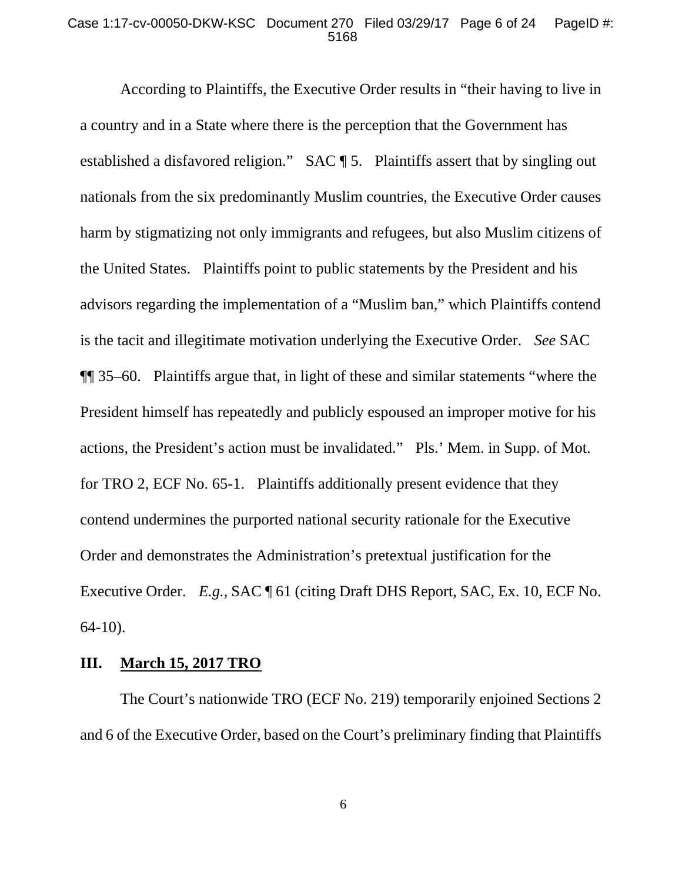According to Plaintiffs, the Executive Order results in "their having to live in a country and in a State where there is the perception that the Government has established a disfavored religion." SAC ¶ 5. Plaintiffs assert that by singling out nationals from the six predominantly Muslim countries, the Executive Order causes harm by stigmatizing not only immigrants and refugees, but also Muslim citizens of the United States. Plaintiffs point to public statements by the President and his advisors regarding the implementation of a "Muslim ban," which Plaintiffs contend is the tacit and illegitimate motivation underlying the Executive Order. *See* SAC ¶¶ 35–60. Plaintiffs argue that, in light of these and similar statements "where the President himself has repeatedly and publicly espoused an improper motive for his actions, the President's action must be invalidated." Pls.' Mem. in Supp. of Mot. for TRO 2, ECF No. 65-1. Plaintiffs additionally present evidence that they contend undermines the purported national security rationale for the Executive Order and demonstrates the Administration's pretextual justification for the Executive Order. *E.g.*, SAC ¶ 61 (citing Draft DHS Report, SAC, Ex. 10, ECF No. 64-10).

## III. March 15, 2017 TRO

The Court's nationwide TRO (ECF No. 219) temporarily enjoined Sections 2 and 6 of the Executive Order, based on the Court's preliminary finding that Plaintiffs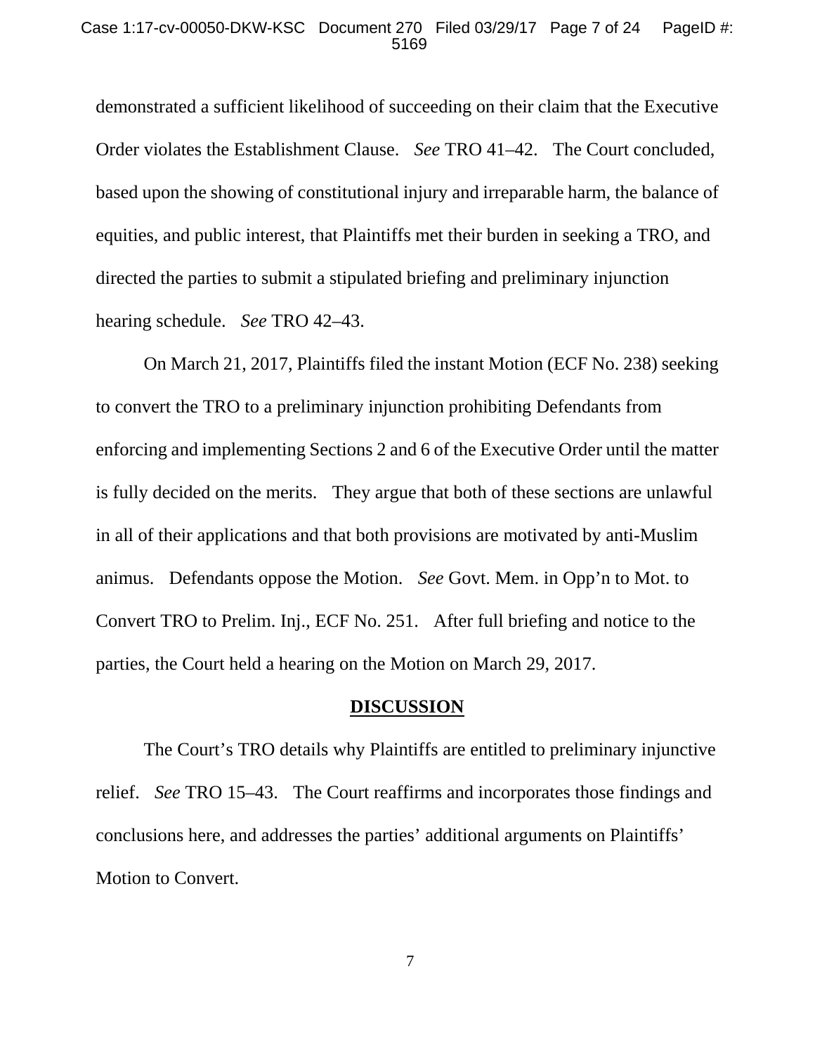demonstrated a sufficient likelihood of succeeding on their claim that the Executive Order violates the Establishment Clause. *See* TRO 41–42. The Court concluded, based upon the showing of constitutional injury and irreparable harm, the balance of equities, and public interest, that Plaintiffs met their burden in seeking a TRO, and directed the parties to submit a stipulated briefing and preliminary injunction hearing schedule. *See* TRO 42–43.

On March 21, 2017, Plaintiffs filed the instant Motion (ECF No. 238) seeking to convert the TRO to a preliminary injunction prohibiting Defendants from enforcing and implementing Sections 2 and 6 of the Executive Order until the matter is fully decided on the merits. They argue that both of these sections are unlawful in all of their applications and that both provisions are motivated by anti-Muslim animus. Defendants oppose the Motion. *See* Govt. Mem. in Opp'n to Mot. to Convert TRO to Prelim. Inj., ECF No. 251. After full briefing and notice to the parties, the Court held a hearing on the Motion on March 29, 2017.

## DISCUSSION

The Court's TRO details why Plaintiffs are entitled to preliminary injunctive relief. *See* TRO 15–43. The Court reaffirms and incorporates those findings and conclusions here, and addresses the parties' additional arguments on Plaintiffs' Motion to Convert.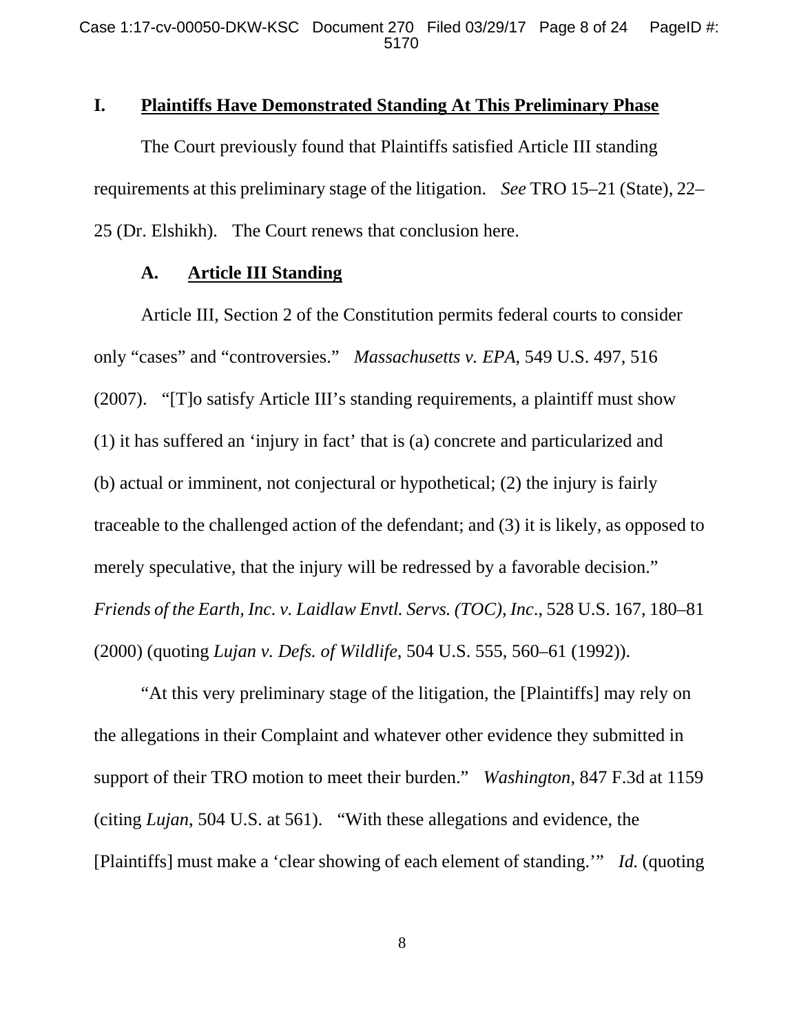## I. Plaintiffs Have Demonstrated Standing At This Preliminary Phase

The Court previously found that Plaintiffs satisfied Article III standing requirements at this preliminary stage of the litigation. *See* TRO 15–21 (State), 22–25 (Dr. Elshikh). The Court renews that conclusion here.

### A. Article III Standing

Article III, Section 2 of the Constitution permits federal courts to consider only "cases" and "controversies." *Massachusetts v. EPA*, 549 U.S. 497, 516 (2007). "[T]o satisfy Article III's standing requirements, a plaintiff must show (1) it has suffered an 'injury in fact' that is (a) concrete and particularized and (b) actual or imminent, not conjectural or hypothetical; (2) the injury is fairly traceable to the challenged action of the defendant; and (3) it is likely, as opposed to merely speculative, that the injury will be redressed by a favorable decision." *Friends of the Earth, Inc. v. Laidlaw Envtl. Servs. (TOC), Inc.*, 528 U.S. 167, 180–81 (2000) (quoting *Lujan v. Defs. of Wildlife*, 504 U.S. 555, 560–61 (1992)).

"At this very preliminary stage of the litigation, the [Plaintiffs] may rely on the allegations in their Complaint and whatever other evidence they submitted in support of their TRO motion to meet their burden." *Washington*, 847 F.3d at 1159 (citing *Lujan*, 504 U.S. at 561). "With these allegations and evidence, the [Plaintiffs] must make a 'clear showing of each element of standing.'" *Id.* (quoting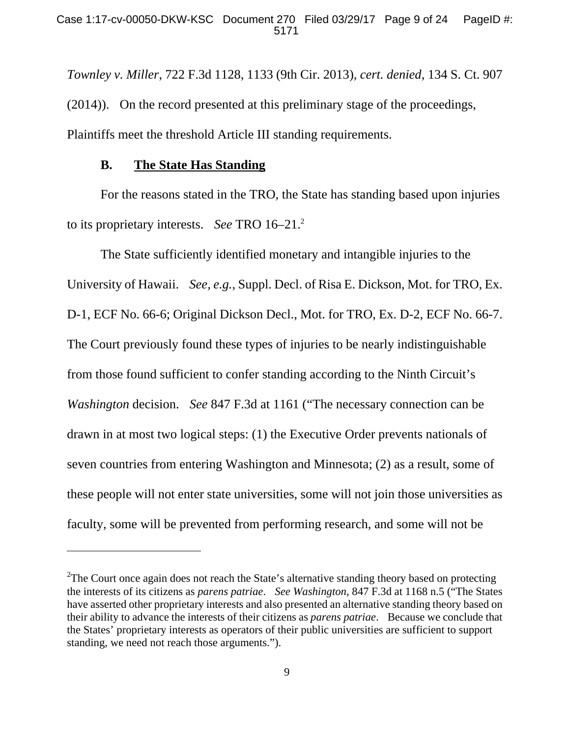*Townley v. Miller*, 722 F.3d 1128, 1133 (9th Cir. 2013), *cert. denied*, 134 S. Ct. 907 (2014)). On the record presented at this preliminary stage of the proceedings, Plaintiffs meet the threshold Article III standing requirements.

### B. <u>The State Has Standing</u>

For the reasons stated in the TRO, the State has standing based upon injuries to its proprietary interests. *See* TRO 16–21.[2]

The State sufficiently identified monetary and intangible injuries to the University of Hawaii. *See, e.g.*, Suppl. Decl. of Risa E. Dickson, Mot. for TRO, Ex. D-1, ECF No. 66-6; Original Dickson Decl., Mot. for TRO, Ex. D-2, ECF No. 66-7. The Court previously found these types of injuries to be nearly indistinguishable from those found sufficient to confer standing according to the Ninth Circuit's *Washington* decision. *See* 847 F.3d at 1161 ("The necessary connection can be drawn in at most two logical steps: (1) the Executive Order prevents nationals of seven countries from entering Washington and Minnesota; (2) as a result, some of these people will not enter state universities, some will not join those universities as faculty, some will be prevented from performing research, and some will not be

---

[2]The Court once again does not reach the State's alternative standing theory based on protecting the interests of its citizens as *parens patriae*. *See Washington*, 847 F.3d at 1168 n.5 ("The States have asserted other proprietary interests and also presented an alternative standing theory based on their ability to advance the interests of their citizens as *parens patriae*. Because we conclude that the States' proprietary interests as operators of their public universities are sufficient to support standing, we need not reach those arguments.").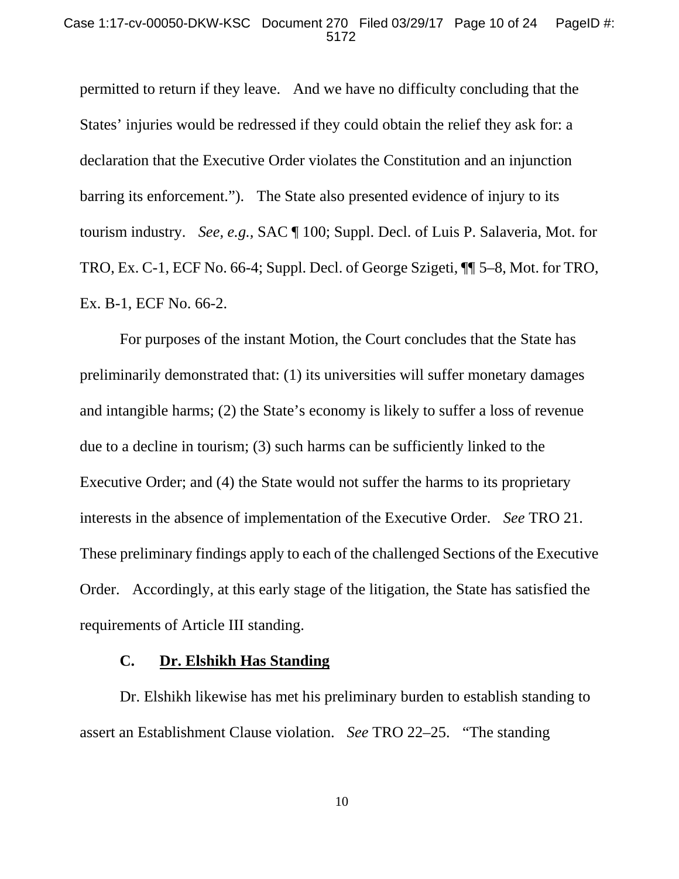permitted to return if they leave. And we have no difficulty concluding that the States' injuries would be redressed if they could obtain the relief they ask for: a declaration that the Executive Order violates the Constitution and an injunction barring its enforcement."). The State also presented evidence of injury to its tourism industry. *See, e.g.,* SAC ¶ 100; Suppl. Decl. of Luis P. Salaveria, Mot. for TRO, Ex. C-1, ECF No. 66-4; Suppl. Decl. of George Szigeti, ¶¶ 5–8, Mot. for TRO, Ex. B-1, ECF No. 66-2.

For purposes of the instant Motion, the Court concludes that the State has preliminarily demonstrated that: (1) its universities will suffer monetary damages and intangible harms; (2) the State's economy is likely to suffer a loss of revenue due to a decline in tourism; (3) such harms can be sufficiently linked to the Executive Order; and (4) the State would not suffer the harms to its proprietary interests in the absence of implementation of the Executive Order. *See* TRO 21. These preliminary findings apply to each of the challenged Sections of the Executive Order. Accordingly, at this early stage of the litigation, the State has satisfied the requirements of Article III standing.

### C. Dr. Elshikh Has Standing

Dr. Elshikh likewise has met his preliminary burden to establish standing to assert an Establishment Clause violation. *See* TRO 22–25. "The standing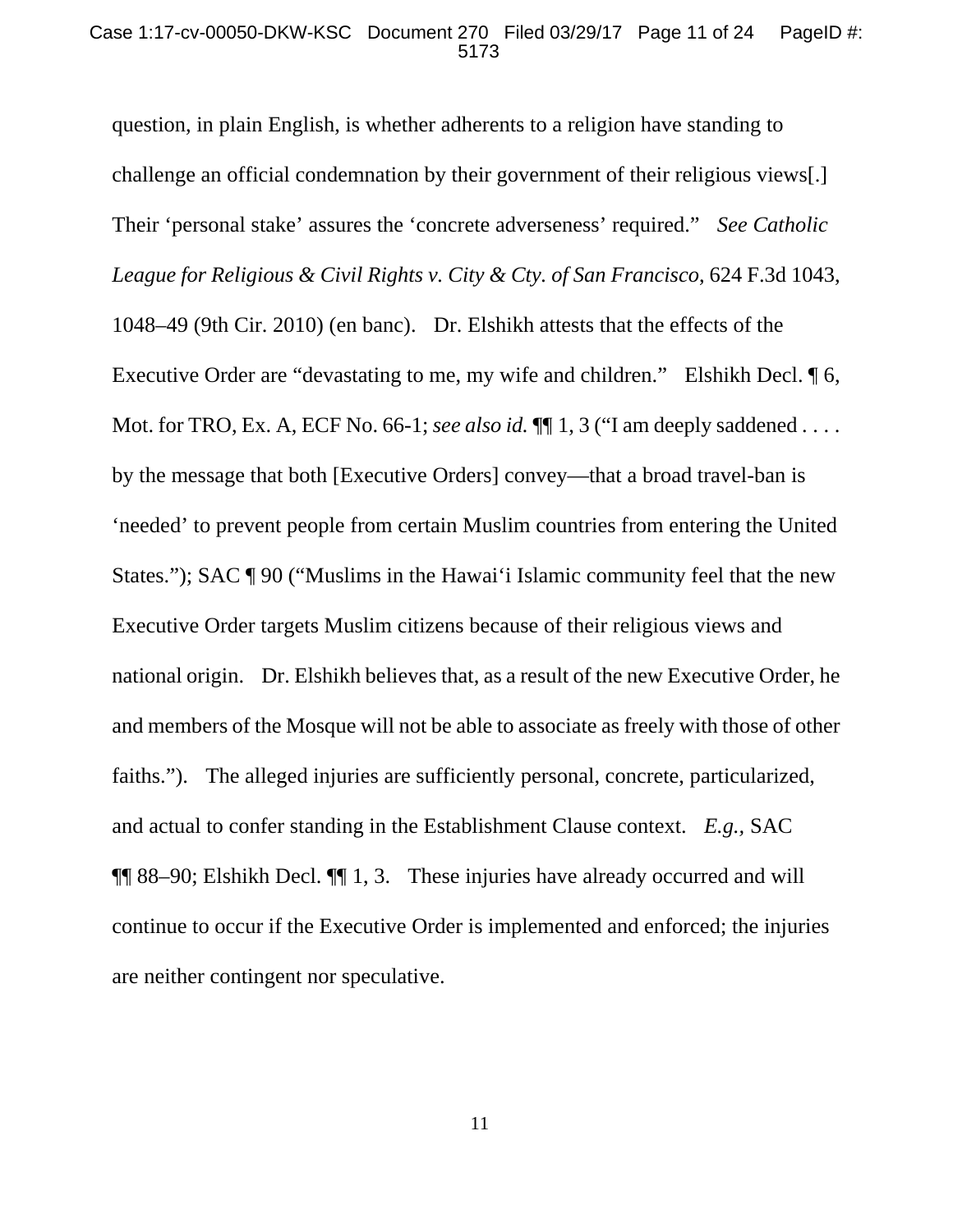question, in plain English, is whether adherents to a religion have standing to challenge an official condemnation by their government of their religious views[.] Their 'personal stake' assures the 'concrete adverseness' required." *See Catholic League for Religious & Civil Rights v. City & Cty. of San Francisco*, 624 F.3d 1043, 1048–49 (9th Cir. 2010) (en banc). Dr. Elshikh attests that the effects of the Executive Order are "devastating to me, my wife and children." Elshikh Decl. ¶ 6, Mot. for TRO, Ex. A, ECF No. 66-1; *see also id.* ¶¶ 1, 3 ("I am deeply saddened . . . . by the message that both [Executive Orders] convey—that a broad travel-ban is 'needed' to prevent people from certain Muslim countries from entering the United States."); SAC ¶ 90 ("Muslims in the Hawai'i Islamic community feel that the new Executive Order targets Muslim citizens because of their religious views and national origin. Dr. Elshikh believes that, as a result of the new Executive Order, he and members of the Mosque will not be able to associate as freely with those of other faiths."). The alleged injuries are sufficiently personal, concrete, particularized, and actual to confer standing in the Establishment Clause context. *E.g.*, SAC ¶¶ 88–90; Elshikh Decl. ¶¶ 1, 3. These injuries have already occurred and will continue to occur if the Executive Order is implemented and enforced; the injuries are neither contingent nor speculative.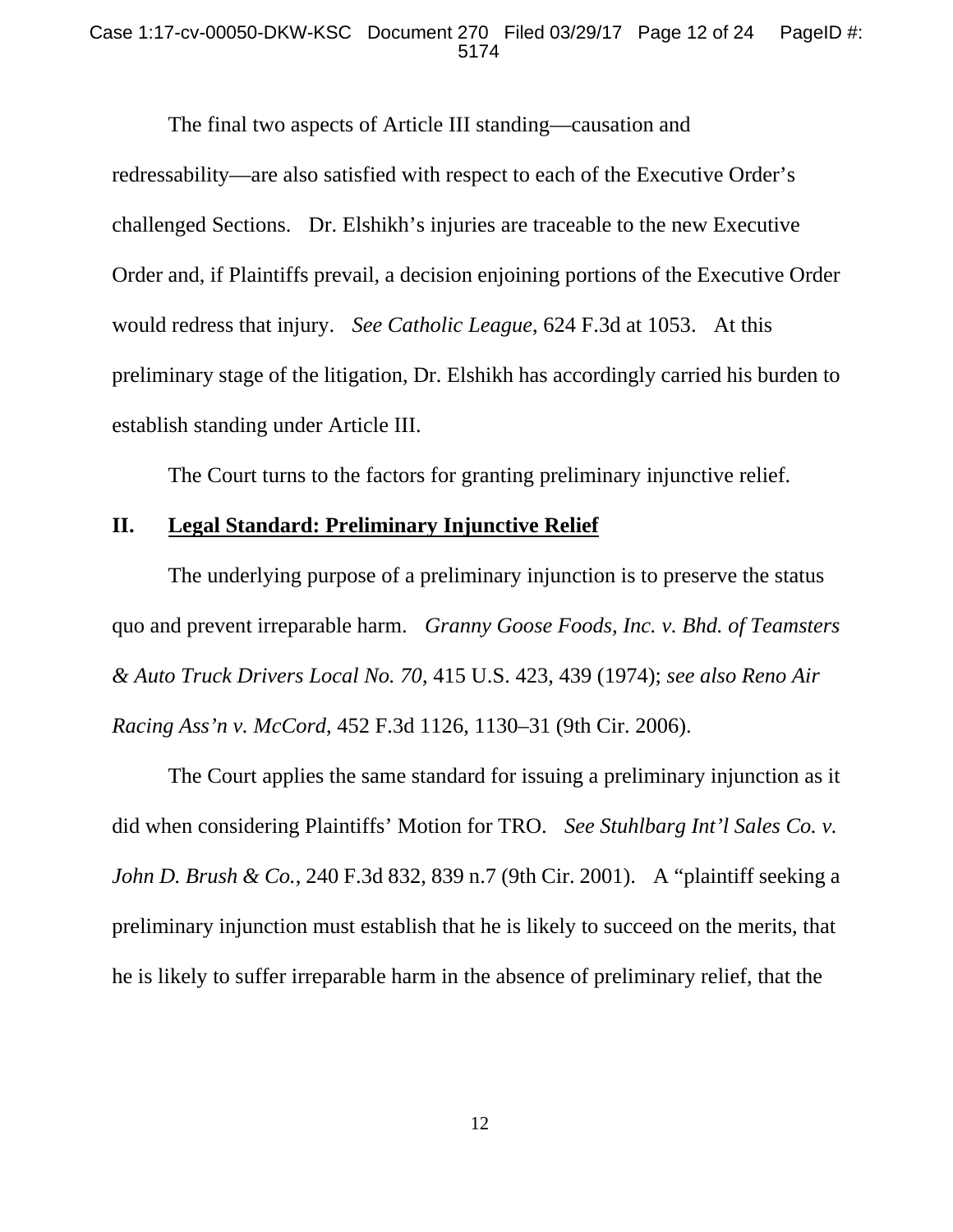The final two aspects of Article III standing—causation and redressability—are also satisfied with respect to each of the Executive Order's challenged Sections. Dr. Elshikh's injuries are traceable to the new Executive Order and, if Plaintiffs prevail, a decision enjoining portions of the Executive Order would redress that injury. *See Catholic League*, 624 F.3d at 1053. At this preliminary stage of the litigation, Dr. Elshikh has accordingly carried his burden to establish standing under Article III.

The Court turns to the factors for granting preliminary injunctive relief.

## II. Legal Standard: Preliminary Injunctive Relief

The underlying purpose of a preliminary injunction is to preserve the status quo and prevent irreparable harm. *Granny Goose Foods, Inc. v. Bhd. of Teamsters & Auto Truck Drivers Local No. 70*, 415 U.S. 423, 439 (1974); *see also Reno Air Racing Ass'n v. McCord*, 452 F.3d 1126, 1130–31 (9th Cir. 2006).

The Court applies the same standard for issuing a preliminary injunction as it did when considering Plaintiffs' Motion for TRO. *See Stuhlbarg Int'l Sales Co. v. John D. Brush & Co.*, 240 F.3d 832, 839 n.7 (9th Cir. 2001). A "plaintiff seeking a preliminary injunction must establish that he is likely to succeed on the merits, that he is likely to suffer irreparable harm in the absence of preliminary relief, that the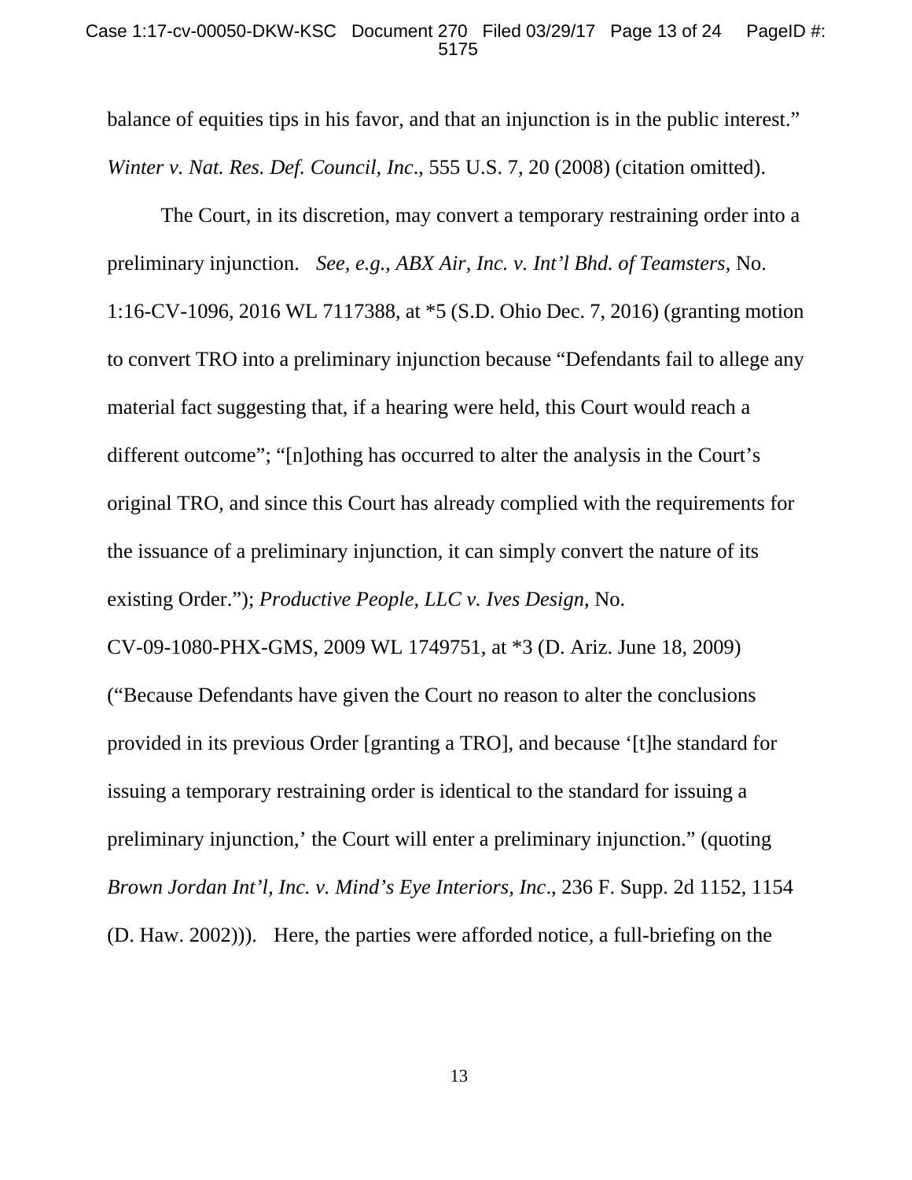balance of equities tips in his favor, and that an injunction is in the public interest." *Winter v. Nat. Res. Def. Council, Inc*., 555 U.S. 7, 20 (2008) (citation omitted).

The Court, in its discretion, may convert a temporary restraining order into a preliminary injunction. *See, e.g.*, *ABX Air, Inc. v. Int'l Bhd. of Teamsters*, No. 1:16-CV-1096, 2016 WL 7117388, at *5 (S.D. Ohio Dec. 7, 2016) (granting motion to convert TRO into a preliminary injunction because "Defendants fail to allege any material fact suggesting that, if a hearing were held, this Court would reach a different outcome"; "[n]othing has occurred to alter the analysis in the Court's original TRO, and since this Court has already complied with the requirements for the issuance of a preliminary injunction, it can simply convert the nature of its existing Order."); *Productive People, LLC v. Ives Design*, No. CV-09-1080-PHX-GMS, 2009 WL 1749751, at *3 (D. Ariz. June 18, 2009) ("Because Defendants have given the Court no reason to alter the conclusions provided in its previous Order [granting a TRO], and because '[t]he standard for issuing a temporary restraining order is identical to the standard for issuing a preliminary injunction,' the Court will enter a preliminary injunction." (quoting *Brown Jordan Int'l, Inc. v. Mind's Eye Interiors, Inc*., 236 F. Supp. 2d 1152, 1154 (D. Haw. 2002))). Here, the parties were afforded notice, a full-briefing on the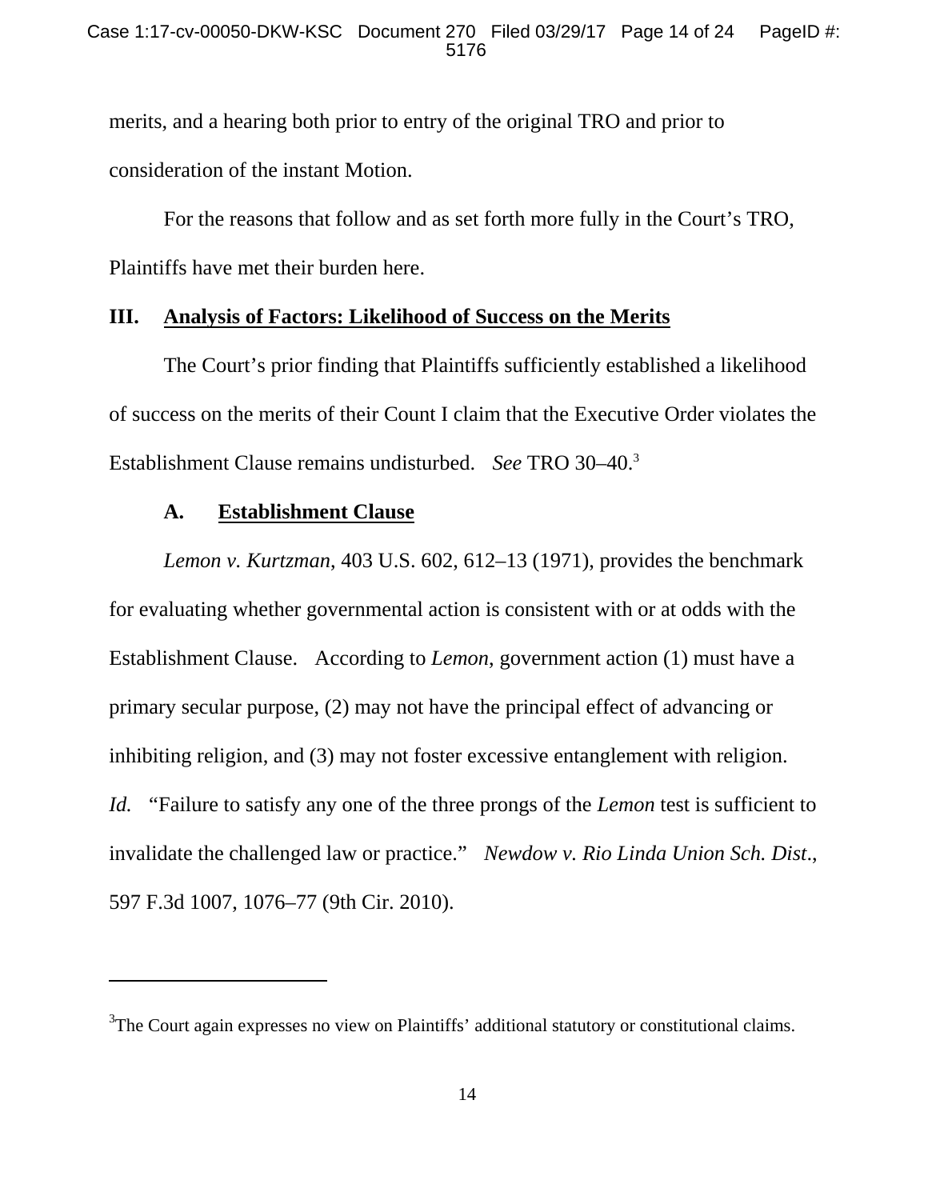merits, and a hearing both prior to entry of the original TRO and prior to consideration of the instant Motion.

For the reasons that follow and as set forth more fully in the Court's TRO, Plaintiffs have met their burden here.

## III. Analysis of Factors: Likelihood of Success on the Merits

The Court's prior finding that Plaintiffs sufficiently established a likelihood of success on the merits of their Count I claim that the Executive Order violates the Establishment Clause remains undisturbed. *See* TRO 30–40.[3]

### A. Establishment Clause

*Lemon v. Kurtzman*, 403 U.S. 602, 612–13 (1971), provides the benchmark for evaluating whether governmental action is consistent with or at odds with the Establishment Clause. According to *Lemon*, government action (1) must have a primary secular purpose, (2) may not have the principal effect of advancing or inhibiting religion, and (3) may not foster excessive entanglement with religion. *Id.* "Failure to satisfy any one of the three prongs of the *Lemon* test is sufficient to invalidate the challenged law or practice." *Newdow v. Rio Linda Union Sch. Dist.*, 597 F.3d 1007, 1076–77 (9th Cir. 2010).

---

[3] The Court again expresses no view on Plaintiffs' additional statutory or constitutional claims.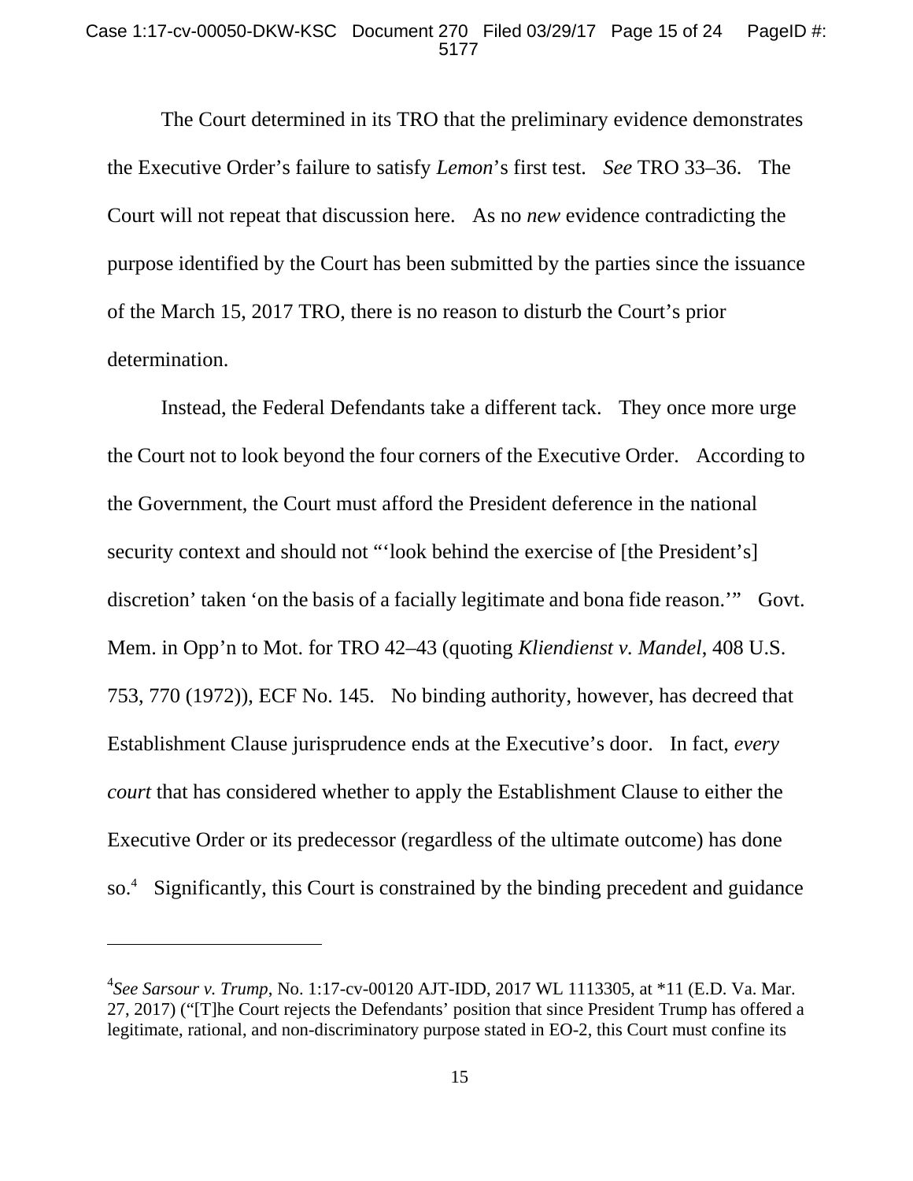The Court determined in its TRO that the preliminary evidence demonstrates the Executive Order's failure to satisfy *Lemon*'s first test. *See* TRO 33–36. The Court will not repeat that discussion here. As no *new* evidence contradicting the purpose identified by the Court has been submitted by the parties since the issuance of the March 15, 2017 TRO, there is no reason to disturb the Court's prior determination.

Instead, the Federal Defendants take a different tack. They once more urge the Court not to look beyond the four corners of the Executive Order. According to the Government, the Court must afford the President deference in the national security context and should not "'look behind the exercise of [the President's] discretion' taken 'on the basis of a facially legitimate and bona fide reason.'" Govt. Mem. in Opp'n to Mot. for TRO 42–43 (quoting *Kliendienst v. Mandel*, 408 U.S. 753, 770 (1972)), ECF No. 145. No binding authority, however, has decreed that Establishment Clause jurisprudence ends at the Executive's door. In fact, *every court* that has considered whether to apply the Establishment Clause to either the Executive Order or its predecessor (regardless of the ultimate outcome) has done so.[4] Significantly, this Court is constrained by the binding precedent and guidance

---

[4]*See Sarsour v. Trump*, No. 1:17-cv-00120 AJT-IDD, 2017 WL 1113305, at *11 (E.D. Va. Mar. 27, 2017) ("[T]he Court rejects the Defendants' position that since President Trump has offered a legitimate, rational, and non-discriminatory purpose stated in EO-2, this Court must confine its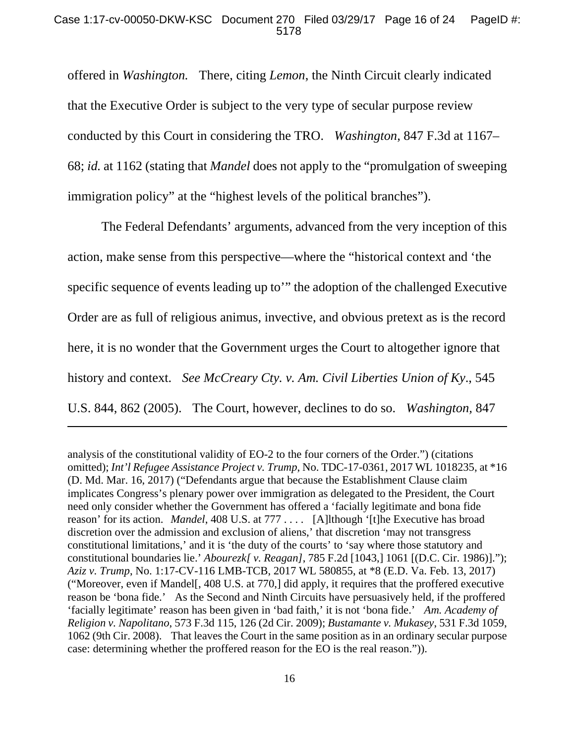offered in *Washington.* There, citing *Lemon*, the Ninth Circuit clearly indicated that the Executive Order is subject to the very type of secular purpose review conducted by this Court in considering the TRO. *Washington*, 847 F.3d at 1167–68; *id.* at 1162 (stating that *Mandel* does not apply to the "promulgation of sweeping immigration policy" at the "highest levels of the political branches").

The Federal Defendants' arguments, advanced from the very inception of this action, make sense from this perspective—where the "historical context and 'the specific sequence of events leading up to'" the adoption of the challenged Executive Order are as full of religious animus, invective, and obvious pretext as is the record here, it is no wonder that the Government urges the Court to altogether ignore that history and context. *See McCreary Cty. v. Am. Civil Liberties Union of Ky.*, 545 U.S. 844, 862 (2005). The Court, however, declines to do so. *Washington,* 847

---

analysis of the constitutional validity of EO-2 to the four corners of the Order.") (citations omitted); *Int'l Refugee Assistance Project v. Trump*, No. TDC-17-0361, 2017 WL 1018235, at *16 (D. Md. Mar. 16, 2017) ("Defendants argue that because the Establishment Clause claim implicates Congress's plenary power over immigration as delegated to the President, the Court need only consider whether the Government has offered a 'facially legitimate and bona fide reason' for its action. *Mandel*, 408 U.S. at 777 . . . . [A]lthough '[t]he Executive has broad discretion over the admission and exclusion of aliens,' that discretion 'may not transgress constitutional limitations,' and it is 'the duty of the courts' to 'say where those statutory and constitutional boundaries lie.' *Abourezk[ v. Reagan]*, 785 F.2d [1043,] 1061 [(D.C. Cir. 1986)]."); *Aziz v. Trump*, No. 1:17-CV-116 LMB-TCB, 2017 WL 580855, at *8 (E.D. Va. Feb. 13, 2017) ("Moreover, even if Mandel[, 408 U.S. at 770,] did apply, it requires that the proffered executive reason be 'bona fide.' As the Second and Ninth Circuits have persuasively held, if the proffered 'facially legitimate' reason has been given in 'bad faith,' it is not 'bona fide.' *Am. Academy of Religion v. Napolitano*, 573 F.3d 115, 126 (2d Cir. 2009); *Bustamante v. Mukasey*, 531 F.3d 1059, 1062 (9th Cir. 2008). That leaves the Court in the same position as in an ordinary secular purpose case: determining whether the proffered reason for the EO is the real reason.")).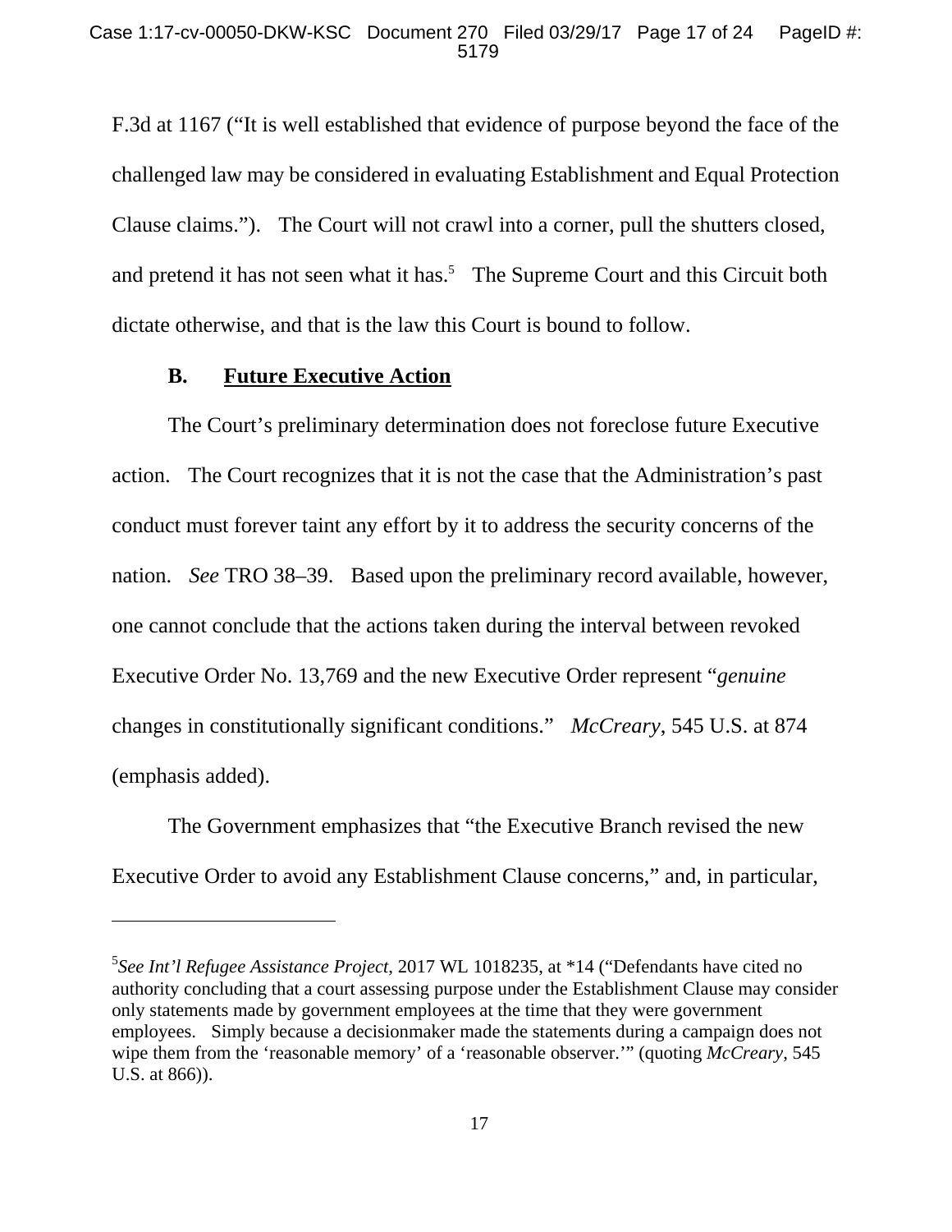F.3d at 1167 ("It is well established that evidence of purpose beyond the face of the challenged law may be considered in evaluating Establishment and Equal Protection Clause claims."). The Court will not crawl into a corner, pull the shutters closed, and pretend it has not seen what it has.[5] The Supreme Court and this Circuit both dictate otherwise, and that is the law this Court is bound to follow.

### B. <u>Future Executive Action</u>

The Court's preliminary determination does not foreclose future Executive action. The Court recognizes that it is not the case that the Administration's past conduct must forever taint any effort by it to address the security concerns of the nation. *See* TRO 38–39. Based upon the preliminary record available, however, one cannot conclude that the actions taken during the interval between revoked Executive Order No. 13,769 and the new Executive Order represent "*genuine* changes in constitutionally significant conditions." *McCreary*, 545 U.S. at 874 (emphasis added).

The Government emphasizes that "the Executive Branch revised the new Executive Order to avoid any Establishment Clause concerns," and, in particular,

---

[5] *See Int'l Refugee Assistance Project*, 2017 WL 1018235, at *14 ("Defendants have cited no authority concluding that a court assessing purpose under the Establishment Clause may consider only statements made by government employees at the time that they were government employees. Simply because a decisionmaker made the statements during a campaign does not wipe them from the 'reasonable memory' of a 'reasonable observer.'" (quoting *McCreary*, 545 U.S. at 866)).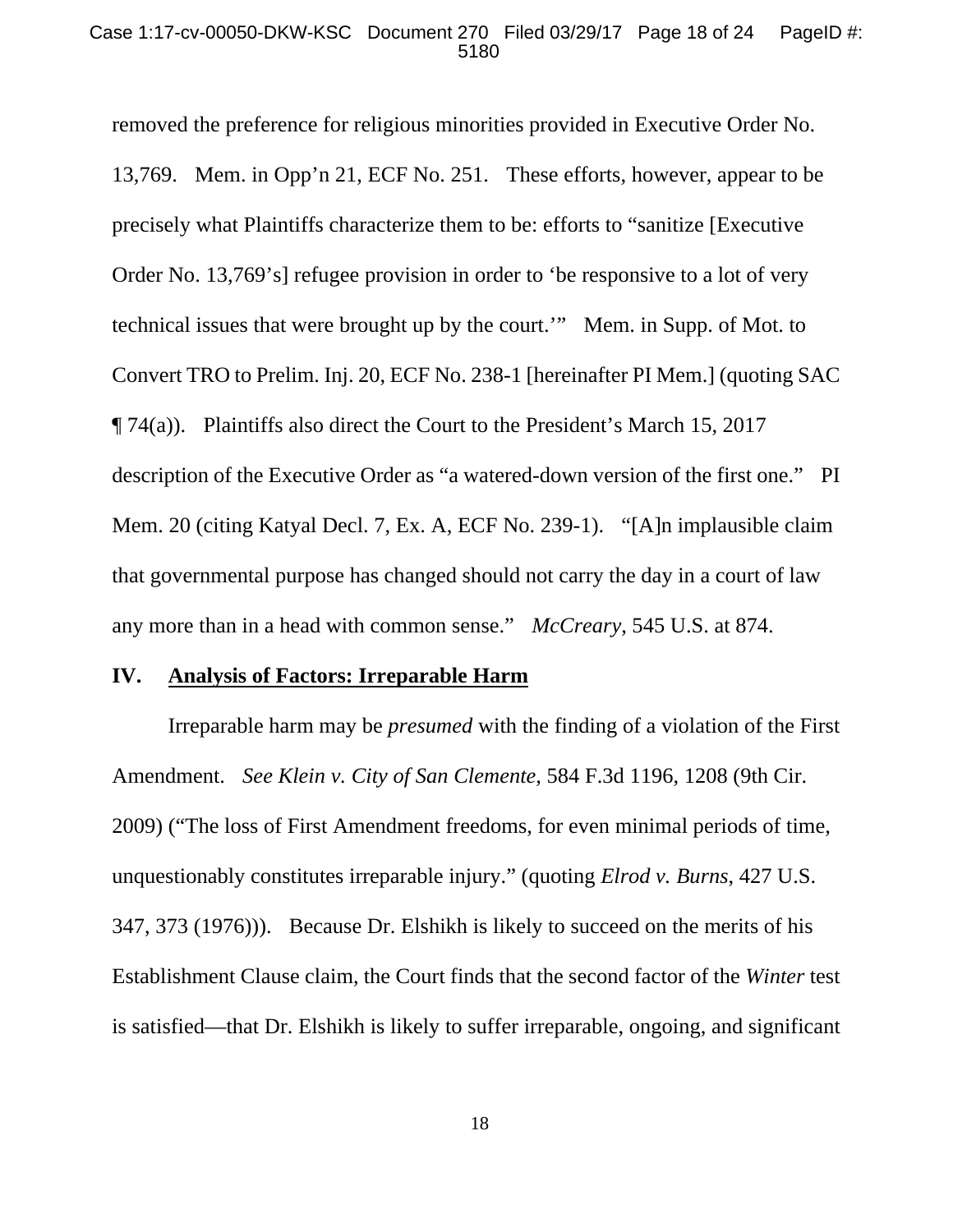removed the preference for religious minorities provided in Executive Order No. 13,769. Mem. in Opp'n 21, ECF No. 251. These efforts, however, appear to be precisely what Plaintiffs characterize them to be: efforts to "sanitize [Executive Order No. 13,769's] refugee provision in order to 'be responsive to a lot of very technical issues that were brought up by the court.'" Mem. in Supp. of Mot. to Convert TRO to Prelim. Inj. 20, ECF No. 238-1 [hereinafter PI Mem.] (quoting SAC ¶ 74(a)). Plaintiffs also direct the Court to the President's March 15, 2017 description of the Executive Order as "a watered-down version of the first one." PI Mem. 20 (citing Katyal Decl. 7, Ex. A, ECF No. 239-1). "[A]n implausible claim that governmental purpose has changed should not carry the day in a court of law any more than in a head with common sense." *McCreary*, 545 U.S. at 874.

## IV. Analysis of Factors: Irreparable Harm

Irreparable harm may be *presumed* with the finding of a violation of the First Amendment. *See Klein v. City of San Clemente*, 584 F.3d 1196, 1208 (9th Cir. 2009) ("The loss of First Amendment freedoms, for even minimal periods of time, unquestionably constitutes irreparable injury." (quoting *Elrod v. Burns*, 427 U.S. 347, 373 (1976))). Because Dr. Elshikh is likely to succeed on the merits of his Establishment Clause claim, the Court finds that the second factor of the *Winter* test is satisfied—that Dr. Elshikh is likely to suffer irreparable, ongoing, and significant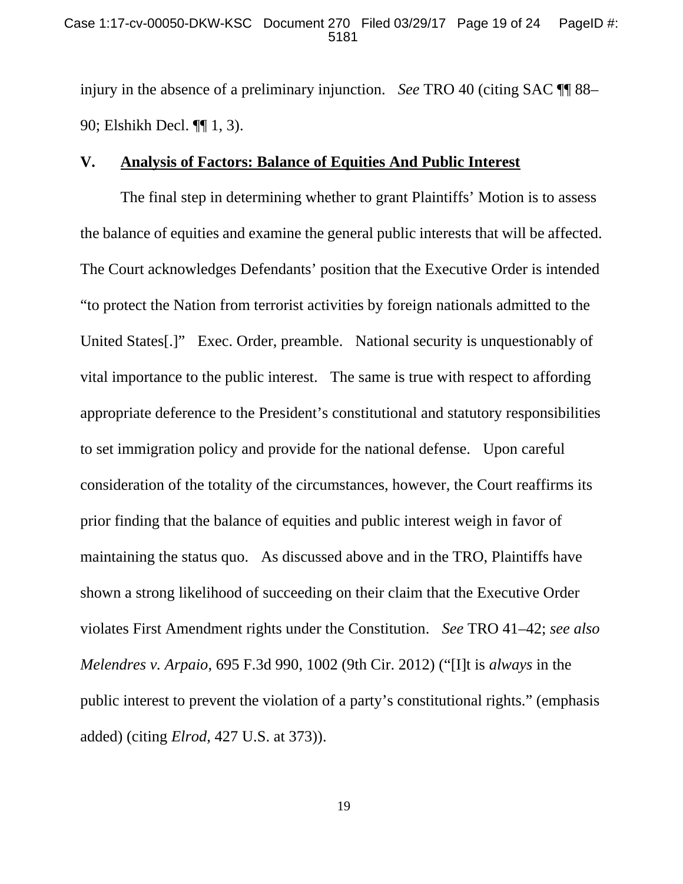injury in the absence of a preliminary injunction. *See* TRO 40 (citing SAC ¶¶ 88–90; Elshikh Decl. ¶¶ 1, 3).

## V. Analysis of Factors: Balance of Equities And Public Interest

The final step in determining whether to grant Plaintiffs' Motion is to assess the balance of equities and examine the general public interests that will be affected. The Court acknowledges Defendants' position that the Executive Order is intended "to protect the Nation from terrorist activities by foreign nationals admitted to the United States[.]" Exec. Order, preamble. National security is unquestionably of vital importance to the public interest. The same is true with respect to affording appropriate deference to the President's constitutional and statutory responsibilities to set immigration policy and provide for the national defense. Upon careful consideration of the totality of the circumstances, however, the Court reaffirms its prior finding that the balance of equities and public interest weigh in favor of maintaining the status quo. As discussed above and in the TRO, Plaintiffs have shown a strong likelihood of succeeding on their claim that the Executive Order violates First Amendment rights under the Constitution. *See* TRO 41–42; *see also Melendres v. Arpaio*, 695 F.3d 990, 1002 (9th Cir. 2012) ("[I]t is *always* in the public interest to prevent the violation of a party's constitutional rights." (emphasis added) (citing *Elrod*, 427 U.S. at 373)).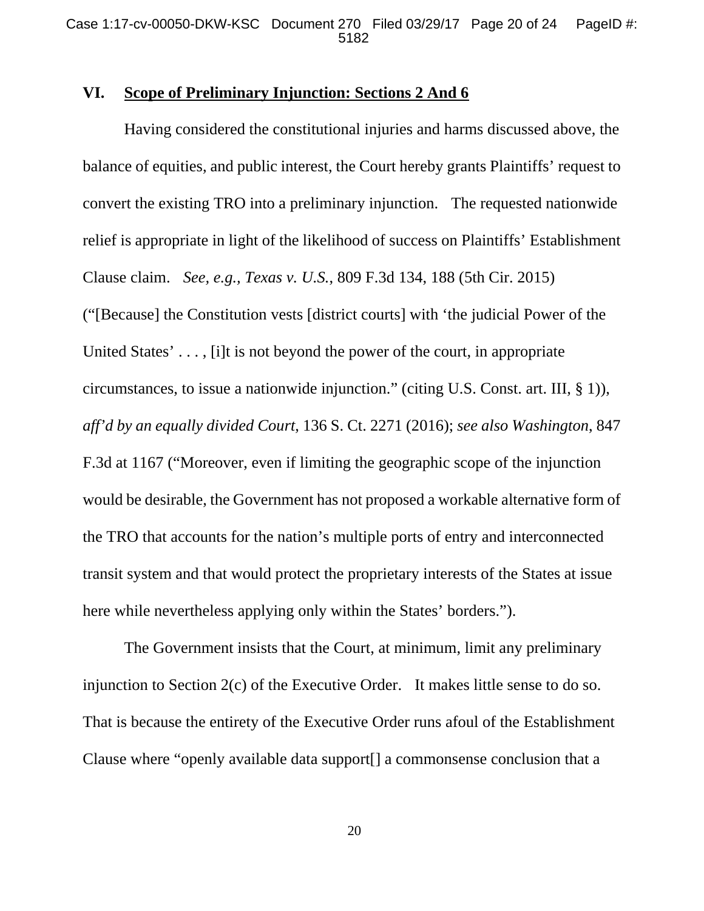## VI. **Scope of Preliminary Injunction: Sections 2 And 6**

Having considered the constitutional injuries and harms discussed above, the balance of equities, and public interest, the Court hereby grants Plaintiffs' request to convert the existing TRO into a preliminary injunction. The requested nationwide relief is appropriate in light of the likelihood of success on Plaintiffs' Establishment Clause claim. *See, e.g.*, *Texas v. U.S.*, 809 F.3d 134, 188 (5th Cir. 2015) ("[Because] the Constitution vests [district courts] with 'the judicial Power of the United States' . . . , [i]t is not beyond the power of the court, in appropriate circumstances, to issue a nationwide injunction." (citing U.S. Const. art. III, § 1)), *aff'd by an equally divided Court*, 136 S. Ct. 2271 (2016); *see also Washington*, 847 F.3d at 1167 ("Moreover, even if limiting the geographic scope of the injunction would be desirable, the Government has not proposed a workable alternative form of the TRO that accounts for the nation's multiple ports of entry and interconnected transit system and that would protect the proprietary interests of the States at issue here while nevertheless applying only within the States' borders.").

The Government insists that the Court, at minimum, limit any preliminary injunction to Section 2(c) of the Executive Order. It makes little sense to do so. That is because the entirety of the Executive Order runs afoul of the Establishment Clause where "openly available data support[] a commonsense conclusion that a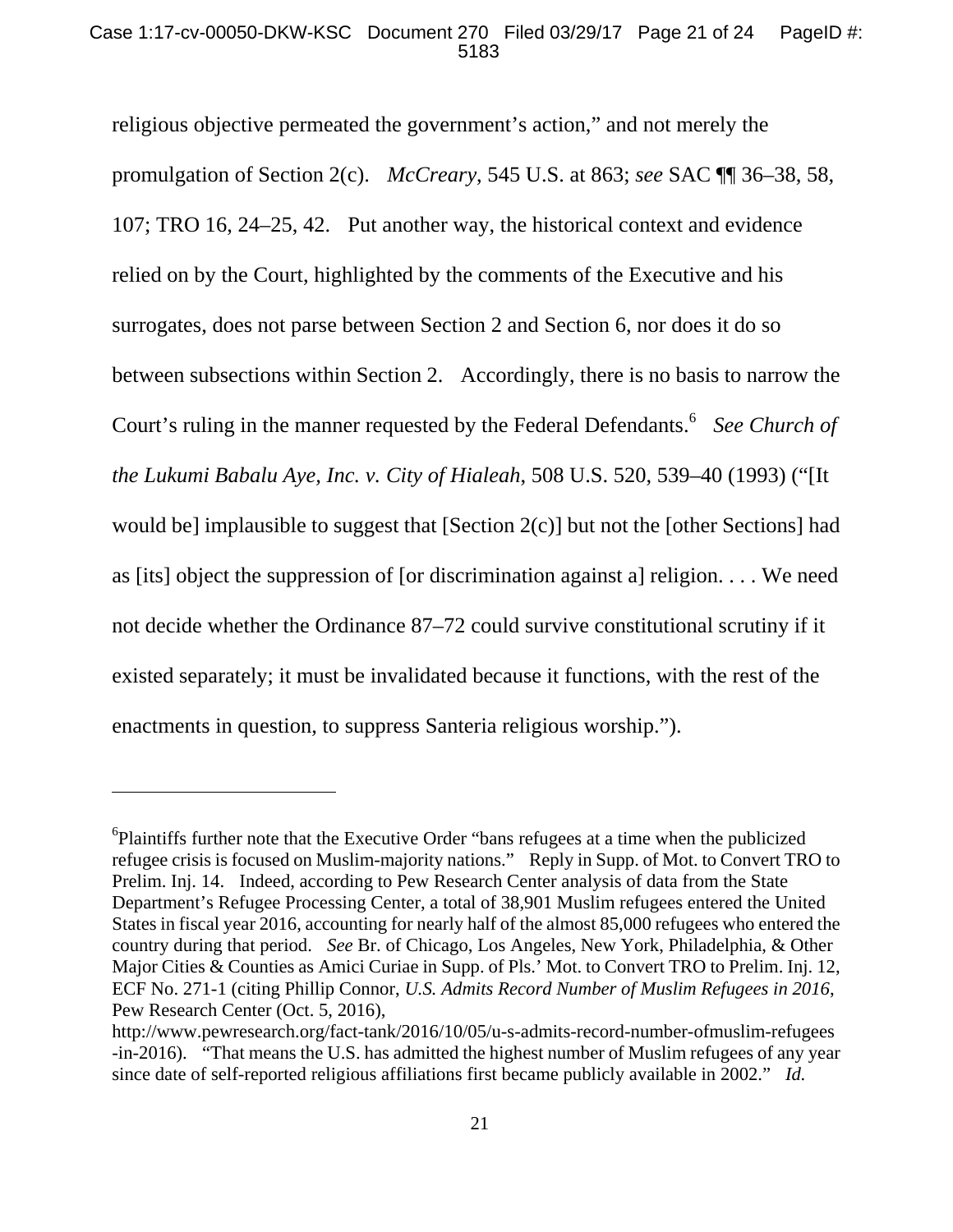religious objective permeated the government's action," and not merely the promulgation of Section 2(c). *McCreary*, 545 U.S. at 863; *see* SAC ¶¶ 36–38, 58, 107; TRO 16, 24–25, 42. Put another way, the historical context and evidence relied on by the Court, highlighted by the comments of the Executive and his surrogates, does not parse between Section 2 and Section 6, nor does it do so between subsections within Section 2. Accordingly, there is no basis to narrow the Court's ruling in the manner requested by the Federal Defendants.[6] *See Church of the Lukumi Babalu Aye, Inc. v. City of Hialeah*, 508 U.S. 520, 539–40 (1993) ("[It would be] implausible to suggest that [Section 2(c)] but not the [other Sections] had as [its] object the suppression of [or discrimination against a] religion. . . . We need not decide whether the Ordinance 87–72 could survive constitutional scrutiny if it existed separately; it must be invalidated because it functions, with the rest of the enactments in question, to suppress Santeria religious worship.").

---

[6]Plaintiffs further note that the Executive Order "bans refugees at a time when the publicized refugee crisis is focused on Muslim-majority nations." Reply in Supp. of Mot. to Convert TRO to Prelim. Inj. 14. Indeed, according to Pew Research Center analysis of data from the State Department's Refugee Processing Center, a total of 38,901 Muslim refugees entered the United States in fiscal year 2016, accounting for nearly half of the almost 85,000 refugees who entered the country during that period. *See* Br. of Chicago, Los Angeles, New York, Philadelphia, & Other Major Cities & Counties as Amici Curiae in Supp. of Pls.' Mot. to Convert TRO to Prelim. Inj. 12, ECF No. 271-1 (citing Phillip Connor, *U.S. Admits Record Number of Muslim Refugees in 2016*, Pew Research Center (Oct. 5, 2016), http://www.pewresearch.org/fact-tank/2016/10/05/u-s-admits-record-number-ofmuslim-refugees-in-2016). "That means the U.S. has admitted the highest number of Muslim refugees of any year since date of self-reported religious affiliations first became publicly available in 2002." *Id.*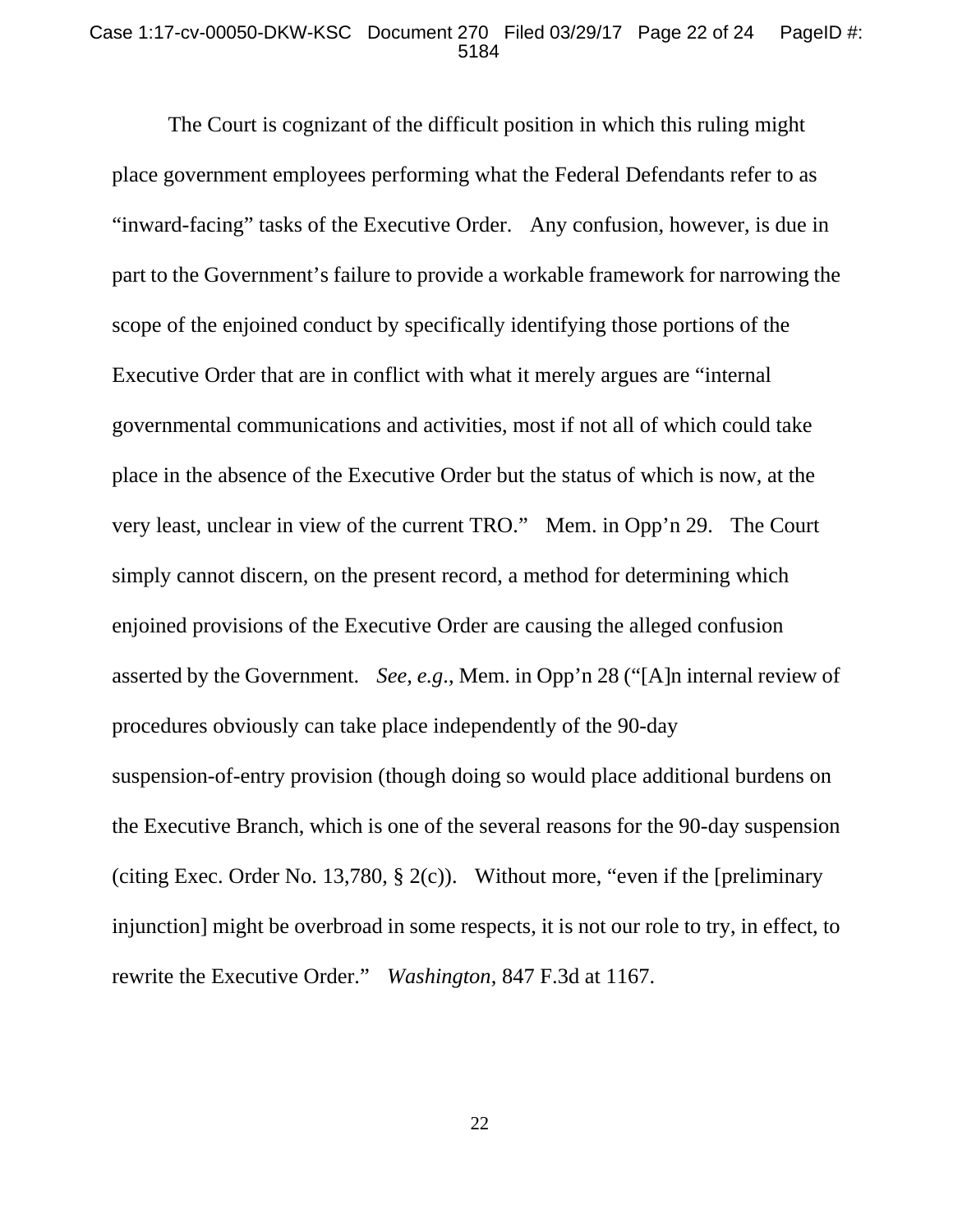The Court is cognizant of the difficult position in which this ruling might place government employees performing what the Federal Defendants refer to as "inward-facing" tasks of the Executive Order. Any confusion, however, is due in part to the Government's failure to provide a workable framework for narrowing the scope of the enjoined conduct by specifically identifying those portions of the Executive Order that are in conflict with what it merely argues are "internal governmental communications and activities, most if not all of which could take place in the absence of the Executive Order but the status of which is now, at the very least, unclear in view of the current TRO." Mem. in Opp'n 29. The Court simply cannot discern, on the present record, a method for determining which enjoined provisions of the Executive Order are causing the alleged confusion asserted by the Government. *See, e.g.*, Mem. in Opp'n 28 ("[A]n internal review of procedures obviously can take place independently of the 90-day suspension-of-entry provision (though doing so would place additional burdens on the Executive Branch, which is one of the several reasons for the 90-day suspension (citing Exec. Order No. 13,780, § 2(c)). Without more, "even if the [preliminary injunction] might be overbroad in some respects, it is not our role to try, in effect, to rewrite the Executive Order." *Washington*, 847 F.3d at 1167.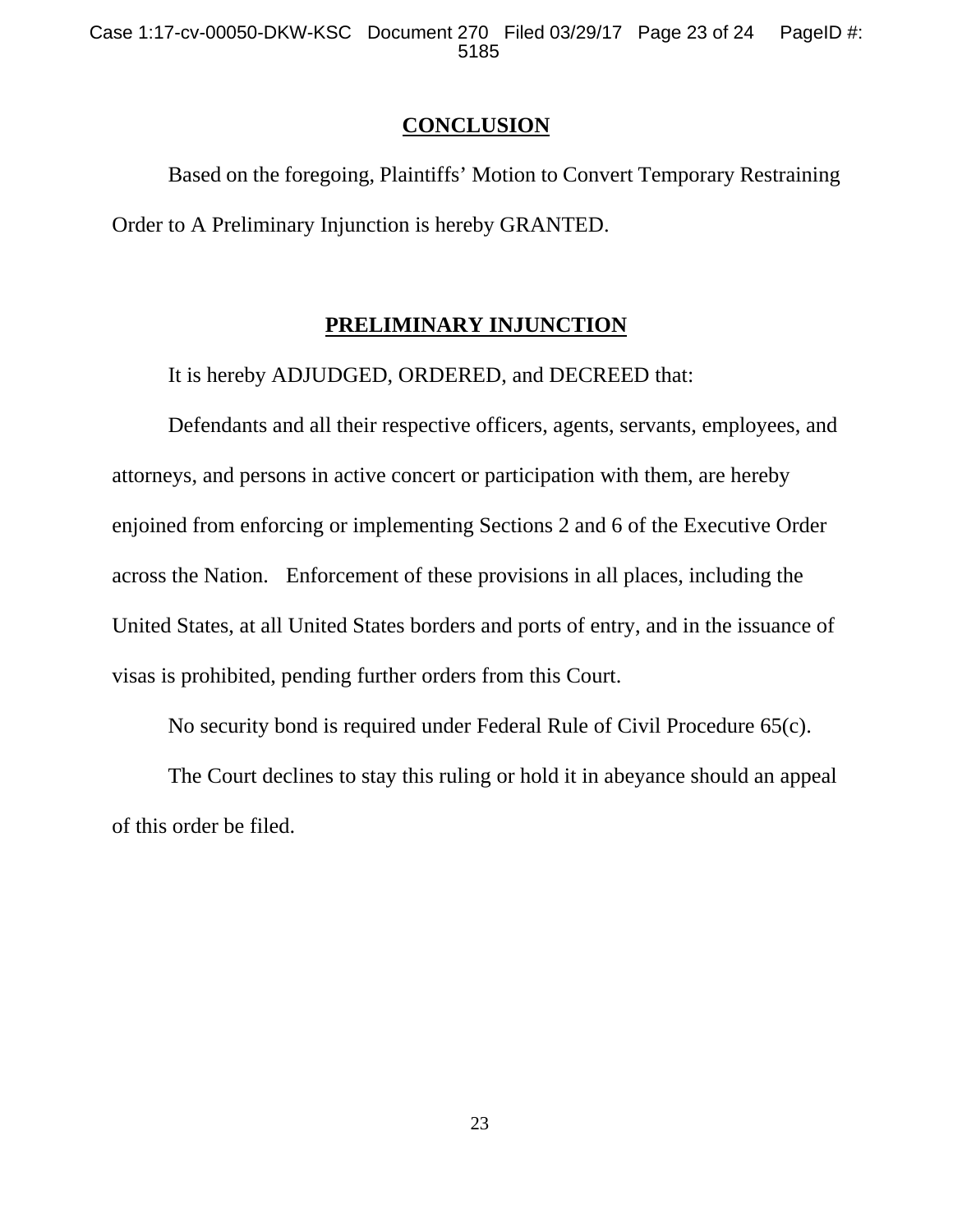## CONCLUSION

Based on the foregoing, Plaintiffs' Motion to Convert Temporary Restraining Order to A Preliminary Injunction is hereby GRANTED.

## PRELIMINARY INJUNCTION

It is hereby ADJUDGED, ORDERED, and DECREED that:

Defendants and all their respective officers, agents, servants, employees, and attorneys, and persons in active concert or participation with them, are hereby enjoined from enforcing or implementing Sections 2 and 6 of the Executive Order across the Nation. Enforcement of these provisions in all places, including the United States, at all United States borders and ports of entry, and in the issuance of visas is prohibited, pending further orders from this Court.

No security bond is required under Federal Rule of Civil Procedure 65(c).

The Court declines to stay this ruling or hold it in abeyance should an appeal of this order be filed.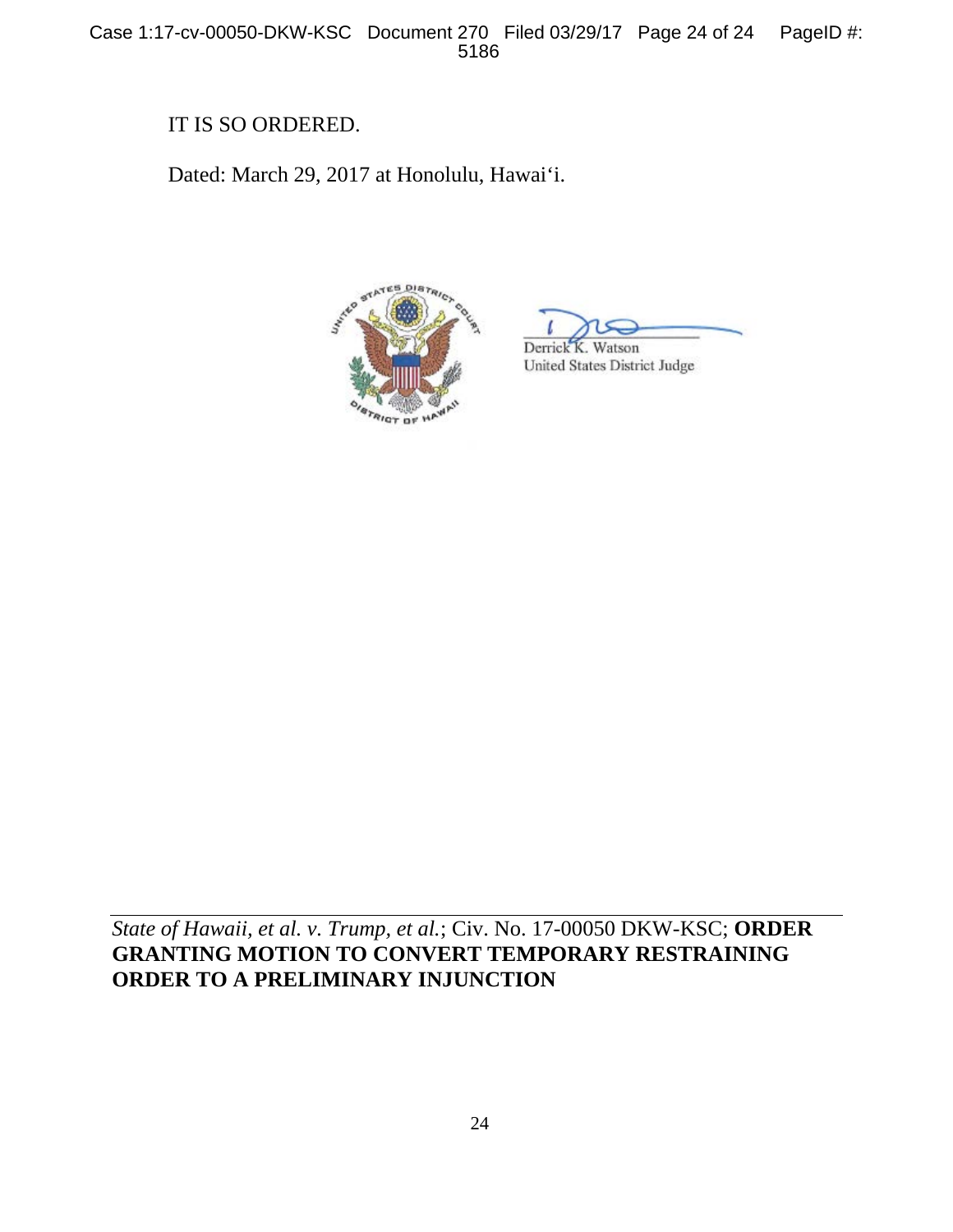IT IS SO ORDERED.

Dated: March 29, 2017 at Honolulu, Hawai'i.

Derrick K. Watson
United States District Judge

---

*State of Hawaii, et al. v. Trump, et al.*; Civ. No. 17-00050 DKW-KSC; **ORDER GRANTING MOTION TO CONVERT TEMPORARY RESTRAINING ORDER TO A PRELIMINARY INJUNCTION**